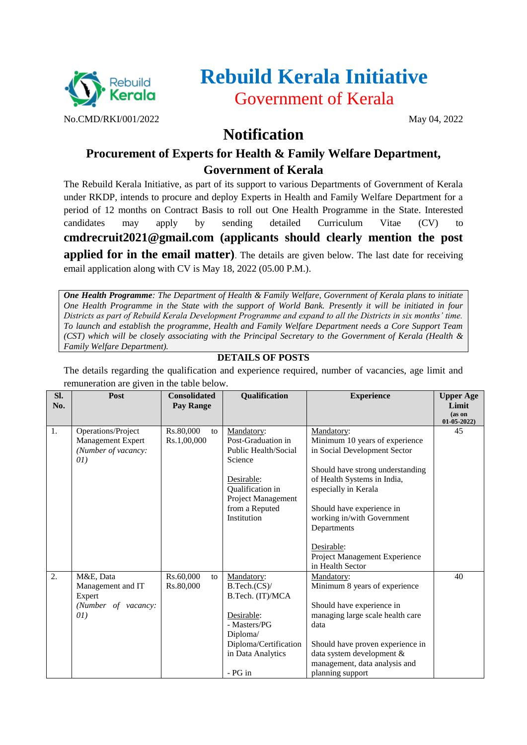# Rebuild Kerala Initiative

## Government of Kerala

No.CMD/RKI/001/2022 May 04, 2022

# Notification

## Procurement of Experts for Health & Family Welfare Department, Government of Kerala

The Rebuild Kerala Initiative, as part of its support to various Departments of Government of Kerala under RKDP, intends to procure and deploy Experts in Health and Family Welfare Department for a period of 12 months on Contract Basis to roll out One Health Programme in the State. Interested candidates may apply by sending detailed Curriculum Vitae (CV) to **cmdrecruit2021@gmail.com (applicants should clearly mention the post applied for in the email matter)**. The details are given below. The last date for receiving email application along with CV is May 18, 2022 (05.00 P.M.).

> ***One Health Programme**: The Department of Health & Family Welfare, Government of Kerala plans to initiate One Health Programme in the State with the support of World Bank. Presently it will be initiated in four Districts as part of Rebuild Kerala Development Programme and expand to all the Districts in six months' time. To launch and establish the programme, Health and Family Welfare Department needs a Core Support Team (CST) which will be closely associating with the Principal Secretary to the Government of Kerala (Health & Family Welfare Department).*

### DETAILS OF POSTS

The details regarding the qualification and experience required, number of vacancies, age limit and remuneration are given in the table below.

| Sl. No. | Post | Consolidated Pay Range | Qualification | Experience | Upper Age Limit (as on 01-05-2022) |
|---|---|---|---|---|---|
| 1. | Operations/Project Management Expert *(Number of vacancy: 01)* | Rs.80,000 to Rs.1,00,000 | Mandatory: Post-Graduation in Public Health/Social Science<br><br>Desirable: Qualification in Project Management from a Reputed Institution | Mandatory: Minimum 10 years of experience in Social Development Sector<br><br>Should have strong understanding of Health Systems in India, especially in Kerala<br><br>Should have experience in working in/with Government Departments<br><br>Desirable: Project Management Experience in Health Sector | 45 |
| 2. | M&E, Data Management and IT Expert *(Number of vacancy: 01)* | Rs.60,000 to Rs.80,000 | Mandatory: B.Tech.(CS)/ B.Tech. (IT)/MCA<br><br>Desirable: - Masters/PG Diploma/ Diploma/Certification in Data Analytics<br><br>- PG in | Mandatory: Minimum 8 years of experience<br><br>Should have experience in managing large scale health care data<br><br>Should have proven experience in data system development & management, data analysis and planning support | 40 |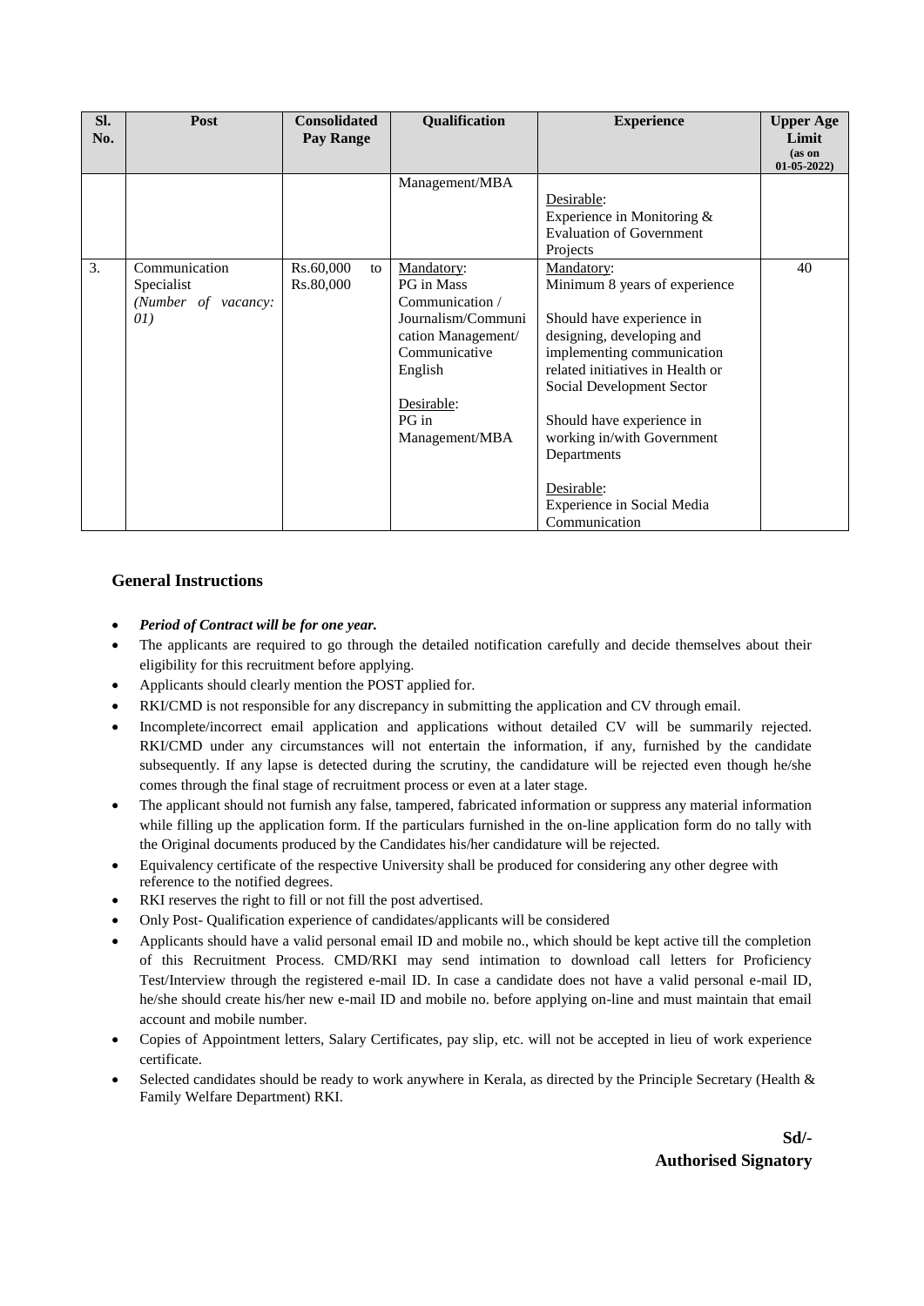| Sl. No. | Post | Consolidated Pay Range | Qualification | Experience | Upper Age Limit (as on 01-05-2022) |
|---|---|---|---|---|---|
| | | | Management/MBA | Desirable:<br>Experience in Monitoring & Evaluation of Government Projects | |
| 3. | Communication Specialist<br>*(Number of vacancy: 01)* | Rs.60,000 to Rs.80,000 | Mandatory:<br>PG in Mass Communication / Journalism/Communication Management/ Communicative English<br><br>Desirable:<br>PG in Management/MBA | Mandatory:<br>Minimum 8 years of experience<br><br>Should have experience in designing, developing and implementing communication related initiatives in Health or Social Development Sector<br><br>Should have experience in working in/with Government Departments<br><br>Desirable:<br>Experience in Social Media Communication | 40 |

### General Instructions

- ***Period of Contract will be for one year.***
- The applicants are required to go through the detailed notification carefully and decide themselves about their eligibility for this recruitment before applying.
- Applicants should clearly mention the POST applied for.
- RKI/CMD is not responsible for any discrepancy in submitting the application and CV through email.
- Incomplete/incorrect email application and applications without detailed CV will be summarily rejected. RKI/CMD under any circumstances will not entertain the information, if any, furnished by the candidate subsequently. If any lapse is detected during the scrutiny, the candidature will be rejected even though he/she comes through the final stage of recruitment process or even at a later stage.
- The applicant should not furnish any false, tampered, fabricated information or suppress any material information while filling up the application form. If the particulars furnished in the on-line application form do no tally with the Original documents produced by the Candidates his/her candidature will be rejected.
- Equivalency certificate of the respective University shall be produced for considering any other degree with reference to the notified degrees.
- RKI reserves the right to fill or not fill the post advertised.
- Only Post- Qualification experience of candidates/applicants will be considered
- Applicants should have a valid personal email ID and mobile no., which should be kept active till the completion of this Recruitment Process. CMD/RKI may send intimation to download call letters for Proficiency Test/Interview through the registered e-mail ID. In case a candidate does not have a valid personal e-mail ID, he/she should create his/her new e-mail ID and mobile no. before applying on-line and must maintain that email account and mobile number.
- Copies of Appointment letters, Salary Certificates, pay slip, etc. will not be accepted in lieu of work experience certificate.
- Selected candidates should be ready to work anywhere in Kerala, as directed by the Principle Secretary (Health & Family Welfare Department) RKI.

**Sd/-**
**Authorised Signatory**